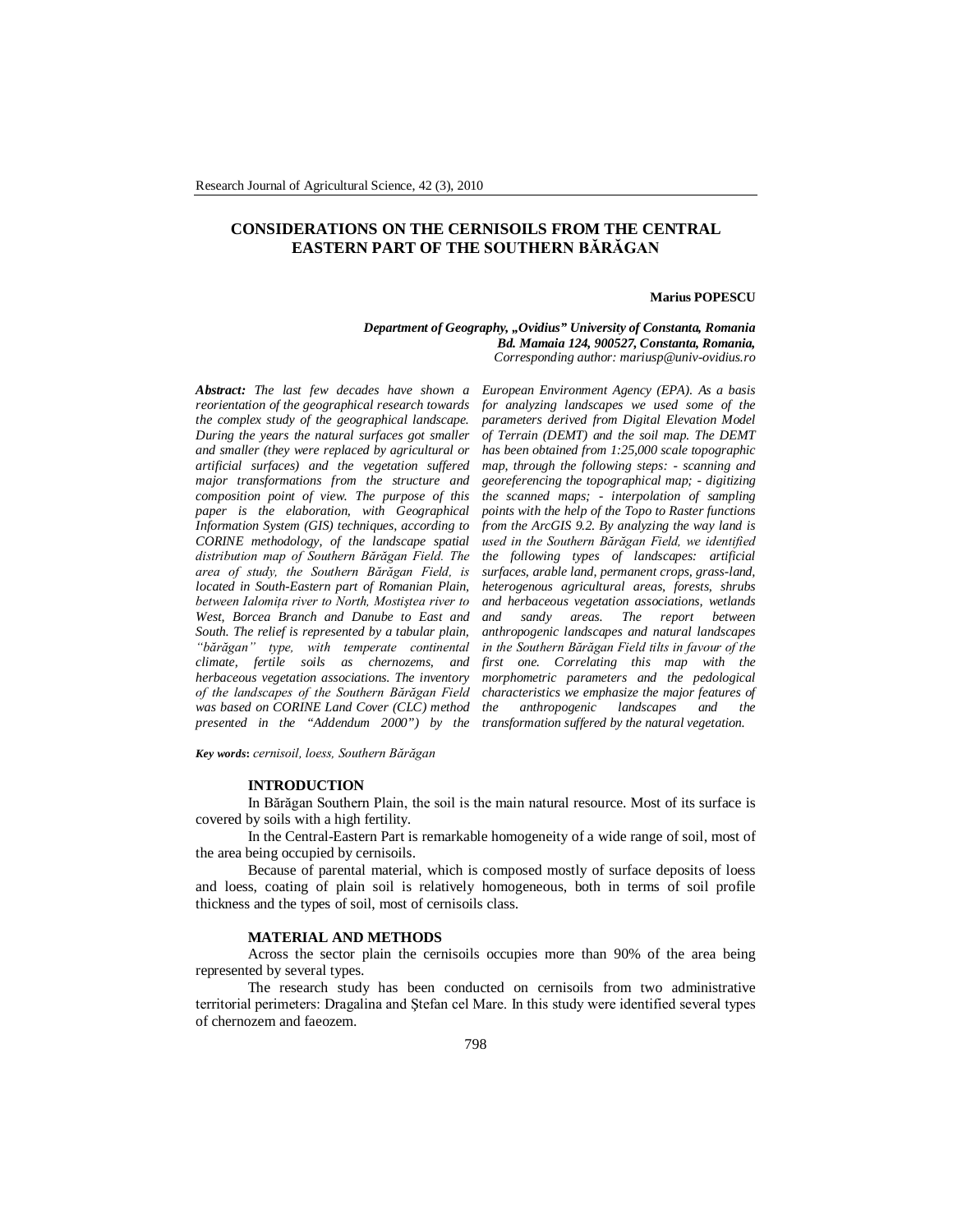# CONSIDERATIONS ON THE CERNISOILS FROM THE CENTRAL EASTERN PART OF THE SOUTHERN BĂRĂGAN

**Marius POPESCU**

***Department of Geography, „Ovidius" University of Constanta, Romania***
***Bd. Mamaia 124, 900527, Constanta, Romania,***
*Corresponding author: mariusp@univ-ovidius.ro*

***Abstract:*** *The last few decades have shown a reorientation of the geographical research towards the complex study of the geographical landscape. During the years the natural surfaces got smaller and smaller (they were replaced by agricultural or artificial surfaces) and the vegetation suffered major transformations from the structure and composition point of view. The purpose of this paper is the elaboration, with Geographical Information System (GIS) techniques, according to CORINE methodology, of the landscape spatial distribution map of Southern Bărăgan Field. The area of study, the Southern Bărăgan Field, is located in South-Eastern part of Romanian Plain, between Ialomița river to North, Mostiștea river to West, Borcea Branch and Danube to East and South. The relief is represented by a tabular plain, "bărăgan" type, with temperate continental climate, fertile soils as chernozems, and herbaceous vegetation associations. The inventory of the landscapes of the Southern Bărăgan Field was based on CORINE Land Cover (CLC) method presented in the "Addendum 2000") by the European Environment Agency (EPA). As a basis for analyzing landscapes we used some of the parameters derived from Digital Elevation Model of Terrain (DEMT) and the soil map. The DEMT has been obtained from 1:25,000 scale topographic map, through the following steps: - scanning and georeferencing the topographical map; - digitizing the scanned maps; - interpolation of sampling points with the help of the Topo to Raster functions from the ArcGIS 9.2. By analyzing the way land is used in the Southern Bărăgan Field, we identified the following types of landscapes: artificial surfaces, arable land, permanent crops, grass-land, heterogenous agricultural areas, forests, shrubs and herbaceous vegetation associations, wetlands and sandy areas. The report between anthropogenic landscapes and natural landscapes in the Southern Bărăgan Field tilts in favour of the first one. Correlating this map with the morphometric parameters and the pedological characteristics we emphasize the major features of the anthropogenic landscapes and the transformation suffered by the natural vegetation.*

***Key words:*** *cernisoil, loess, Southern Bărăgan*

## INTRODUCTION

In Bărăgan Southern Plain, the soil is the main natural resource. Most of its surface is covered by soils with a high fertility.

In the Central-Eastern Part is remarkable homogeneity of a wide range of soil, most of the area being occupied by cernisoils.

Because of parental material, which is composed mostly of surface deposits of loess and loess, coating of plain soil is relatively homogeneous, both in terms of soil profile thickness and the types of soil, most of cernisoils class.

## MATERIAL AND METHODS

Across the sector plain the cernisoils occupies more than 90% of the area being represented by several types.

The research study has been conducted on cernisoils from two administrative territorial perimeters: Dragalina and Ștefan cel Mare. In this study were identified several types of chernozem and faeozem.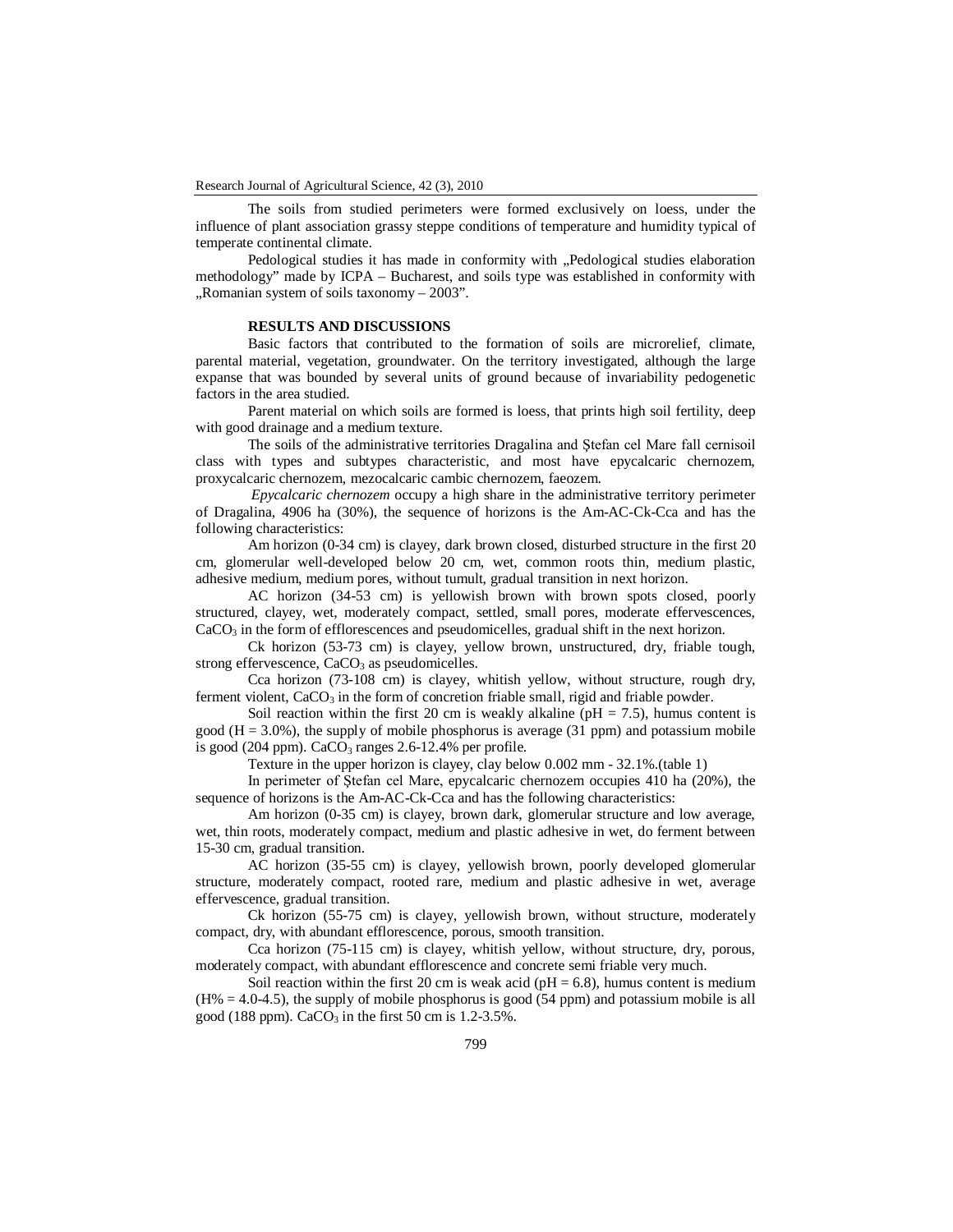The soils from studied perimeters were formed exclusively on loess, under the influence of plant association grassy steppe conditions of temperature and humidity typical of temperate continental climate.

Pedological studies it has made in conformity with „Pedological studies elaboration methodology" made by ICPA – Bucharest, and soils type was established in conformity with „Romanian system of soils taxonomy – 2003".

## RESULTS AND DISCUSSIONS

Basic factors that contributed to the formation of soils are microrelief, climate, parental material, vegetation, groundwater. On the territory investigated, although the large expanse that was bounded by several units of ground because of invariability pedogenetic factors in the area studied.

Parent material on which soils are formed is loess, that prints high soil fertility, deep with good drainage and a medium texture.

The soils of the administrative territories Dragalina and Ştefan cel Mare fall cernisoil class with types and subtypes characteristic, and most have epycalcaric chernozem, proxycalcaric chernozem, mezocalcaric cambic chernozem, faeozem.

*Epycalcaric chernozem* occupy a high share in the administrative territory perimeter of Dragalina, 4906 ha (30%), the sequence of horizons is the Am-AC-Ck-Cca and has the following characteristics:

Am horizon (0-34 cm) is clayey, dark brown closed, disturbed structure in the first 20 cm, glomerular well-developed below 20 cm, wet, common roots thin, medium plastic, adhesive medium, medium pores, without tumult, gradual transition in next horizon.

AC horizon (34-53 cm) is yellowish brown with brown spots closed, poorly structured, clayey, wet, moderately compact, settled, small pores, moderate effervescences, $CaCO_3$ in the form of efflorescences and pseudomicelles, gradual shift in the next horizon.

Ck horizon (53-73 cm) is clayey, yellow brown, unstructured, dry, friable tough, strong effervescence, $CaCO_3$ as pseudomicelles.

Cca horizon (73-108 cm) is clayey, whitish yellow, without structure, rough dry, ferment violent, $CaCO_3$ in the form of concretion friable small, rigid and friable powder.

Soil reaction within the first 20 cm is weakly alkaline (pH = 7.5), humus content is good (H = 3.0%), the supply of mobile phosphorus is average (31 ppm) and potassium mobile is good (204 ppm). $CaCO_3$ ranges 2.6-12.4% per profile.

Texture in the upper horizon is clayey, clay below 0.002 mm - 32.1%.(table 1)

In perimeter of Ştefan cel Mare, epycalcaric chernozem occupies 410 ha (20%), the sequence of horizons is the Am-AC-Ck-Cca and has the following characteristics:

Am horizon (0-35 cm) is clayey, brown dark, glomerular structure and low average, wet, thin roots, moderately compact, medium and plastic adhesive in wet, do ferment between 15-30 cm, gradual transition.

AC horizon (35-55 cm) is clayey, yellowish brown, poorly developed glomerular structure, moderately compact, rooted rare, medium and plastic adhesive in wet, average effervescence, gradual transition.

Ck horizon (55-75 cm) is clayey, yellowish brown, without structure, moderately compact, dry, with abundant efflorescence, porous, smooth transition.

Cca horizon (75-115 cm) is clayey, whitish yellow, without structure, dry, porous, moderately compact, with abundant efflorescence and concrete semi friable very much.

Soil reaction within the first 20 cm is weak acid (pH = 6.8), humus content is medium (H% = 4.0-4.5), the supply of mobile phosphorus is good (54 ppm) and potassium mobile is all good (188 ppm). $CaCO_3$ in the first 50 cm is 1.2-3.5%.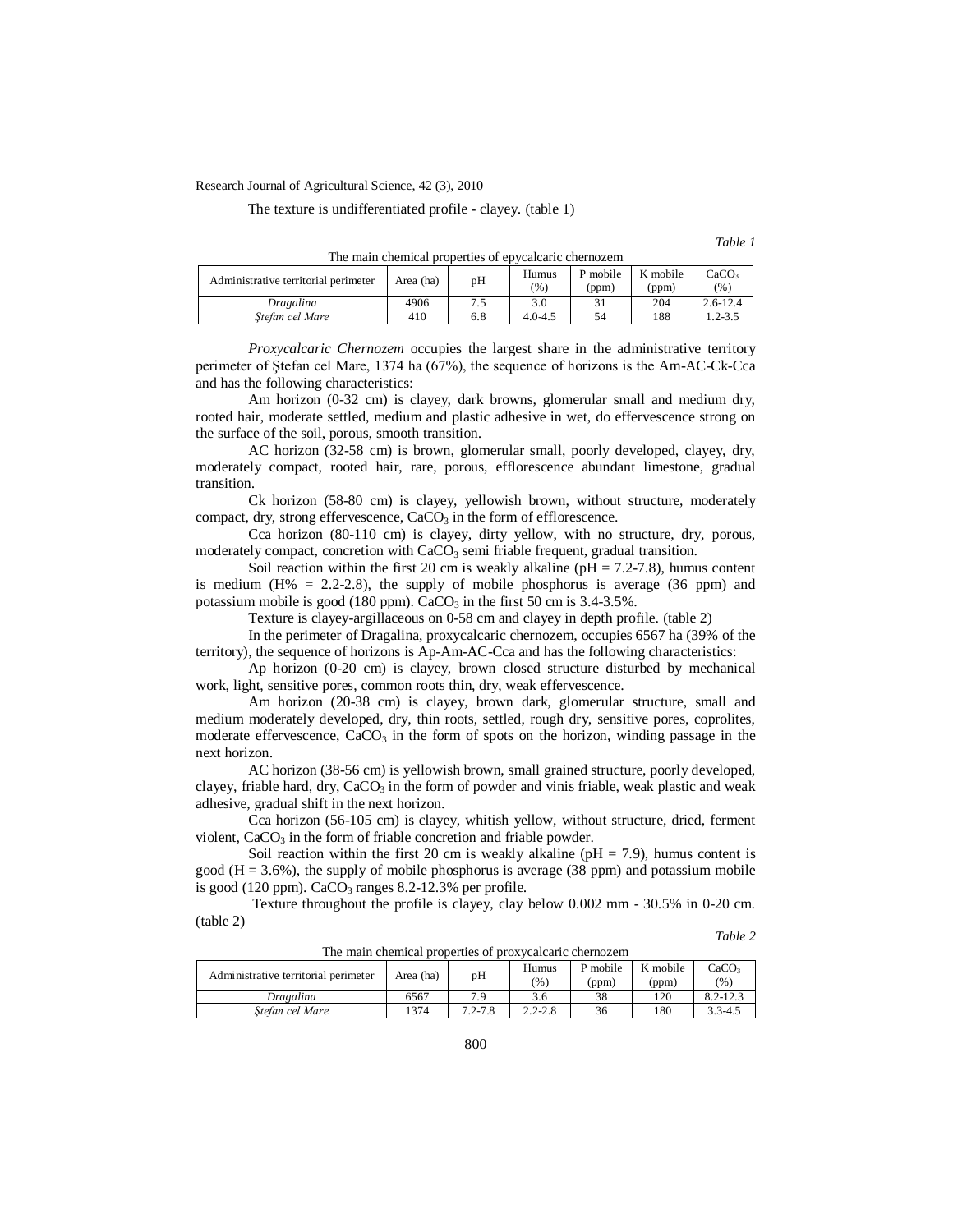The texture is undifferentiated profile - clayey. (table 1)

*Table 1*

The main chemical properties of epycalcaric chernozem

| Administrative territorial perimeter | Area (ha) | pH | Humus (%) | P mobile (ppm) | K mobile (ppm) | $CaCO_3$ (%) |
|---|---|---|---|---|---|---|
| *Dragalina* | 4906 | 7.5 | 3.0 | 31 | 204 | 2.6-12.4 |
| *Ştefan cel Mare* | 410 | 6.8 | 4.0-4.5 | 54 | 188 | 1.2-3.5 |

*Proxycalcaric Chernozem* occupies the largest share in the administrative territory perimeter of Ştefan cel Mare, 1374 ha (67%), the sequence of horizons is the Am-AC-Ck-Cca and has the following characteristics:

Am horizon (0-32 cm) is clayey, dark browns, glomerular small and medium dry, rooted hair, moderate settled, medium and plastic adhesive in wet, do effervescence strong on the surface of the soil, porous, smooth transition.

AC horizon (32-58 cm) is brown, glomerular small, poorly developed, clayey, dry, moderately compact, rooted hair, rare, porous, efflorescence abundant limestone, gradual transition.

Ck horizon (58-80 cm) is clayey, yellowish brown, without structure, moderately compact, dry, strong effervescence, $CaCO_3$ in the form of efflorescence.

Cca horizon (80-110 cm) is clayey, dirty yellow, with no structure, dry, porous, moderately compact, concretion with $CaCO_3$ semi friable frequent, gradual transition.

Soil reaction within the first 20 cm is weakly alkaline (pH = 7.2-7.8), humus content is medium (H% = 2.2-2.8), the supply of mobile phosphorus is average (36 ppm) and potassium mobile is good (180 ppm). $CaCO_3$ in the first 50 cm is 3.4-3.5%.

Texture is clayey-argillaceous on 0-58 cm and clayey in depth profile. (table 2)

In the perimeter of Dragalina, proxycalcaric chernozem, occupies 6567 ha (39% of the territory), the sequence of horizons is Ap-Am-AC-Cca and has the following characteristics:

Ap horizon (0-20 cm) is clayey, brown closed structure disturbed by mechanical work, light, sensitive pores, common roots thin, dry, weak effervescence.

Am horizon (20-38 cm) is clayey, brown dark, glomerular structure, small and medium moderately developed, dry, thin roots, settled, rough dry, sensitive pores, coprolites, moderate effervescence, $CaCO_3$ in the form of spots on the horizon, winding passage in the next horizon.

AC horizon (38-56 cm) is yellowish brown, small grained structure, poorly developed, clayey, friable hard, dry, $CaCO_3$ in the form of powder and vinis friable, weak plastic and weak adhesive, gradual shift in the next horizon.

Cca horizon (56-105 cm) is clayey, whitish yellow, without structure, dried, ferment violent, $CaCO_3$ in the form of friable concretion and friable powder.

Soil reaction within the first 20 cm is weakly alkaline (pH = 7.9), humus content is good (H = 3.6%), the supply of mobile phosphorus is average (38 ppm) and potassium mobile is good (120 ppm). $CaCO_3$ ranges 8.2-12.3% per profile.

Texture throughout the profile is clayey, clay below 0.002 mm - 30.5% in 0-20 cm. (table 2)

*Table 2*

The main chemical properties of proxycalcaric chernozem

| Administrative territorial perimeter | Area (ha) | pH | Humus (%) | P mobile (ppm) | K mobile (ppm) | $CaCO_3$ (%) |
|---|---|---|---|---|---|---|
| *Dragalina* | 6567 | 7.9 | 3.6 | 38 | 120 | 8.2-12.3 |
| *Ştefan cel Mare* | 1374 | 7.2-7.8 | 2.2-2.8 | 36 | 180 | 3.3-4.5 |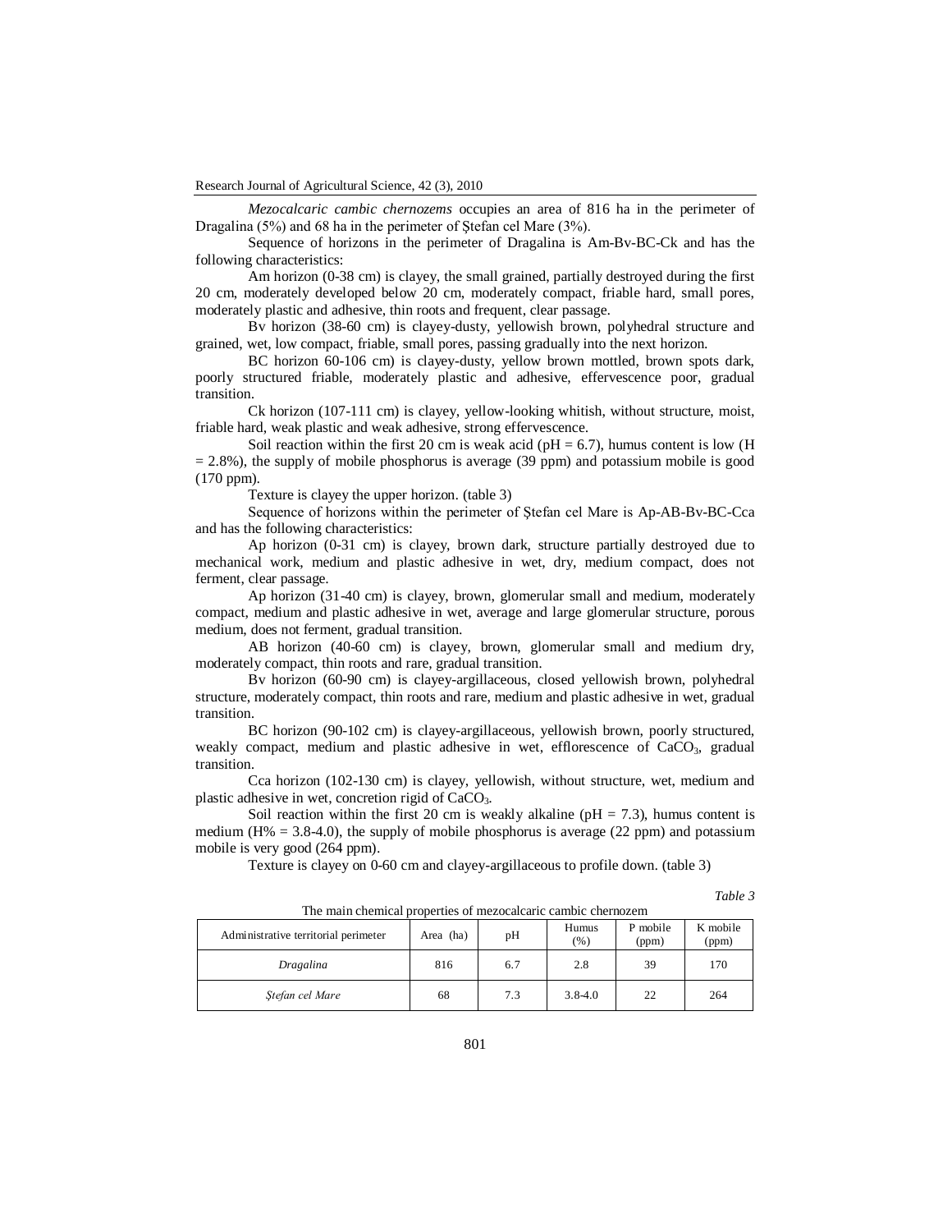*Mezocalcaric cambic chernozems* occupies an area of 816 ha in the perimeter of Dragalina (5%) and 68 ha in the perimeter of Ştefan cel Mare (3%).

Sequence of horizons in the perimeter of Dragalina is Am-Bv-BC-Ck and has the following characteristics:

Am horizon (0-38 cm) is clayey, the small grained, partially destroyed during the first 20 cm, moderately developed below 20 cm, moderately compact, friable hard, small pores, moderately plastic and adhesive, thin roots and frequent, clear passage.

Bv horizon (38-60 cm) is clayey-dusty, yellowish brown, polyhedral structure and grained, wet, low compact, friable, small pores, passing gradually into the next horizon.

BC horizon 60-106 cm) is clayey-dusty, yellow brown mottled, brown spots dark, poorly structured friable, moderately plastic and adhesive, effervescence poor, gradual transition.

Ck horizon (107-111 cm) is clayey, yellow-looking whitish, without structure, moist, friable hard, weak plastic and weak adhesive, strong effervescence.

Soil reaction within the first 20 cm is weak acid (pH = 6.7), humus content is low (H = 2.8%), the supply of mobile phosphorus is average (39 ppm) and potassium mobile is good (170 ppm).

Texture is clayey the upper horizon. (table 3)

Sequence of horizons within the perimeter of Ştefan cel Mare is Ap-AB-Bv-BC-Cca and has the following characteristics:

Ap horizon (0-31 cm) is clayey, brown dark, structure partially destroyed due to mechanical work, medium and plastic adhesive in wet, dry, medium compact, does not ferment, clear passage.

Ap horizon (31-40 cm) is clayey, brown, glomerular small and medium, moderately compact, medium and plastic adhesive in wet, average and large glomerular structure, porous medium, does not ferment, gradual transition.

AB horizon (40-60 cm) is clayey, brown, glomerular small and medium dry, moderately compact, thin roots and rare, gradual transition.

Bv horizon (60-90 cm) is clayey-argillaceous, closed yellowish brown, polyhedral structure, moderately compact, thin roots and rare, medium and plastic adhesive in wet, gradual transition.

BC horizon (90-102 cm) is clayey-argillaceous, yellowish brown, poorly structured, weakly compact, medium and plastic adhesive in wet, efflorescence of $CaCO_3$, gradual transition.

Cca horizon (102-130 cm) is clayey, yellowish, without structure, wet, medium and plastic adhesive in wet, concretion rigid of $CaCO_3$.

Soil reaction within the first 20 cm is weakly alkaline (pH = 7.3), humus content is medium (H% = 3.8-4.0), the supply of mobile phosphorus is average (22 ppm) and potassium mobile is very good (264 ppm).

Texture is clayey on 0-60 cm and clayey-argillaceous to profile down. (table 3)

*Table 3*

The main chemical properties of mezocalcaric cambic chernozem

| Administrative territorial perimeter | Area (ha) | pH | Humus (%) | P mobile (ppm) | K mobile (ppm) |
|---|---|---|---|---|---|
| *Dragalina* | 816 | 6.7 | 2.8 | 39 | 170 |
| *Ştefan cel Mare* | 68 | 7.3 | 3.8-4.0 | 22 | 264 |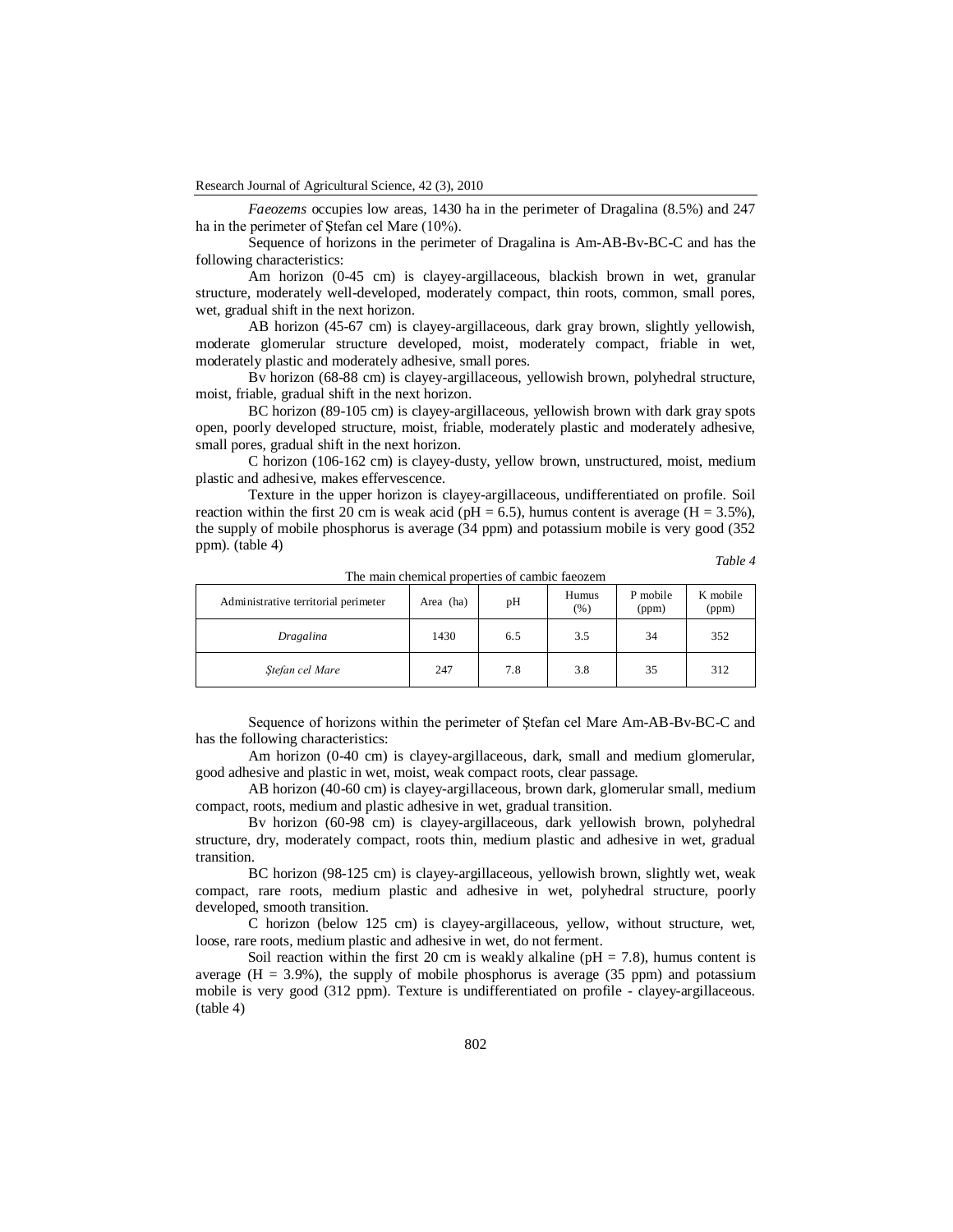*Faeozems* occupies low areas, 1430 ha in the perimeter of Dragalina (8.5%) and 247 ha in the perimeter of Ştefan cel Mare (10%).

Sequence of horizons in the perimeter of Dragalina is Am-AB-Bv-BC-C and has the following characteristics:

Am horizon (0-45 cm) is clayey-argillaceous, blackish brown in wet, granular structure, moderately well-developed, moderately compact, thin roots, common, small pores, wet, gradual shift in the next horizon.

AB horizon (45-67 cm) is clayey-argillaceous, dark gray brown, slightly yellowish, moderate glomerular structure developed, moist, moderately compact, friable in wet, moderately plastic and moderately adhesive, small pores.

Bv horizon (68-88 cm) is clayey-argillaceous, yellowish brown, polyhedral structure, moist, friable, gradual shift in the next horizon.

BC horizon (89-105 cm) is clayey-argillaceous, yellowish brown with dark gray spots open, poorly developed structure, moist, friable, moderately plastic and moderately adhesive, small pores, gradual shift in the next horizon.

C horizon (106-162 cm) is clayey-dusty, yellow brown, unstructured, moist, medium plastic and adhesive, makes effervescence.

Texture in the upper horizon is clayey-argillaceous, undifferentiated on profile. Soil reaction within the first 20 cm is weak acid (pH = 6.5), humus content is average (H = 3.5%), the supply of mobile phosphorus is average (34 ppm) and potassium mobile is very good (352 ppm). (table 4)

*Table 4*

The main chemical properties of cambic faeozem

| Administrative territorial perimeter | Area (ha) | pH | Humus (%) | P mobile (ppm) | K mobile (ppm) |
|---|---|---|---|---|---|
| *Dragalina* | 1430 | 6.5 | 3.5 | 34 | 352 |
| *Ştefan cel Mare* | 247 | 7.8 | 3.8 | 35 | 312 |

Sequence of horizons within the perimeter of Ştefan cel Mare Am-AB-Bv-BC-C and has the following characteristics:

Am horizon (0-40 cm) is clayey-argillaceous, dark, small and medium glomerular, good adhesive and plastic in wet, moist, weak compact roots, clear passage.

AB horizon (40-60 cm) is clayey-argillaceous, brown dark, glomerular small, medium compact, roots, medium and plastic adhesive in wet, gradual transition.

Bv horizon (60-98 cm) is clayey-argillaceous, dark yellowish brown, polyhedral structure, dry, moderately compact, roots thin, medium plastic and adhesive in wet, gradual transition.

BC horizon (98-125 cm) is clayey-argillaceous, yellowish brown, slightly wet, weak compact, rare roots, medium plastic and adhesive in wet, polyhedral structure, poorly developed, smooth transition.

C horizon (below 125 cm) is clayey-argillaceous, yellow, without structure, wet, loose, rare roots, medium plastic and adhesive in wet, do not ferment.

Soil reaction within the first 20 cm is weakly alkaline (pH = 7.8), humus content is average (H = 3.9%), the supply of mobile phosphorus is average (35 ppm) and potassium mobile is very good (312 ppm). Texture is undifferentiated on profile - clayey-argillaceous. (table 4)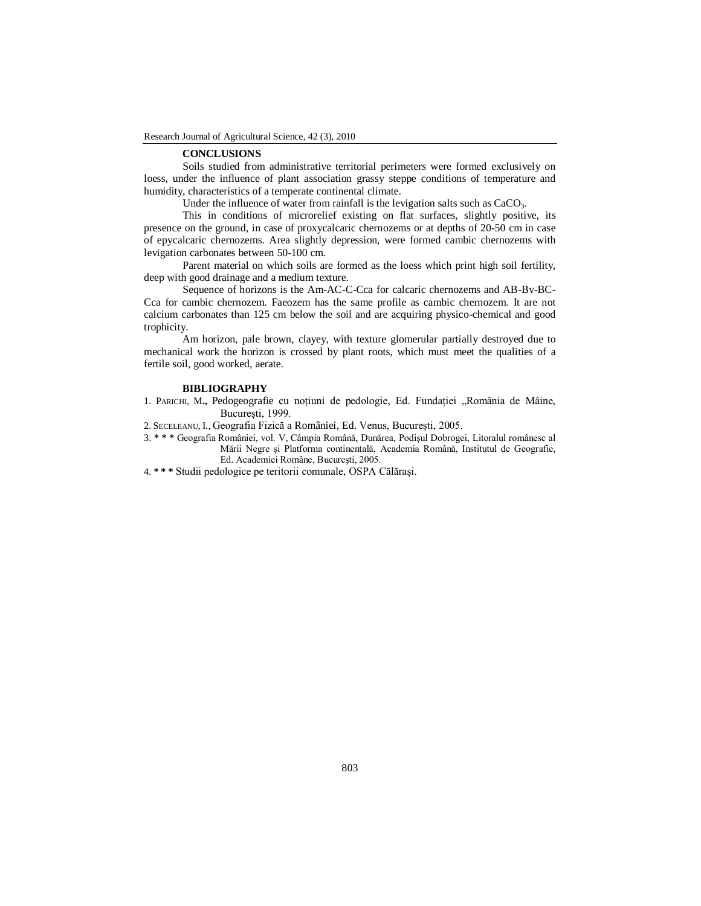## CONCLUSIONS

Soils studied from administrative territorial perimeters were formed exclusively on loess, under the influence of plant association grassy steppe conditions of temperature and humidity, characteristics of a temperate continental climate.

Under the influence of water from rainfall is the levigation salts such as $CaCO_3$.

This in conditions of microrelief existing on flat surfaces, slightly positive, its presence on the ground, in case of proxycalcaric chernozems or at depths of 20-50 cm in case of epycalcaric chernozems. Area slightly depression, were formed cambic chernozems with levigation carbonates between 50-100 cm.

Parent material on which soils are formed as the loess which print high soil fertility, deep with good drainage and a medium texture.

Sequence of horizons is the Am-AC-C-Cca for calcaric chernozems and AB-Bv-BC-Cca for cambic chernozem. Faeozem has the same profile as cambic chernozem. It are not calcium carbonates than 125 cm below the soil and are acquiring physico-chemical and good trophicity.

Am horizon, pale brown, clayey, with texture glomerular partially destroyed due to mechanical work the horizon is crossed by plant roots, which must meet the qualities of a fertile soil, good worked, aerate.

## BIBLIOGRAPHY

1. Parichi, M., Pedogeografie cu noțiuni de pedologie, Ed. Fundației „România de Mâine, București, 1999.
2. Seceleanu, I., Geografia Fizică a României, Ed. Venus, București, 2005.
3. * * * Geografia României, vol. V, Câmpia Română, Dunărea, Podişul Dobrogei, Litoralul românesc al Mării Negre şi Platforma continentală, Academia Română, Institutul de Geografie, Ed. Academiei Române, București, 2005.
4. * * * Studii pedologice pe teritorii comunale, OSPA Călăraşi.